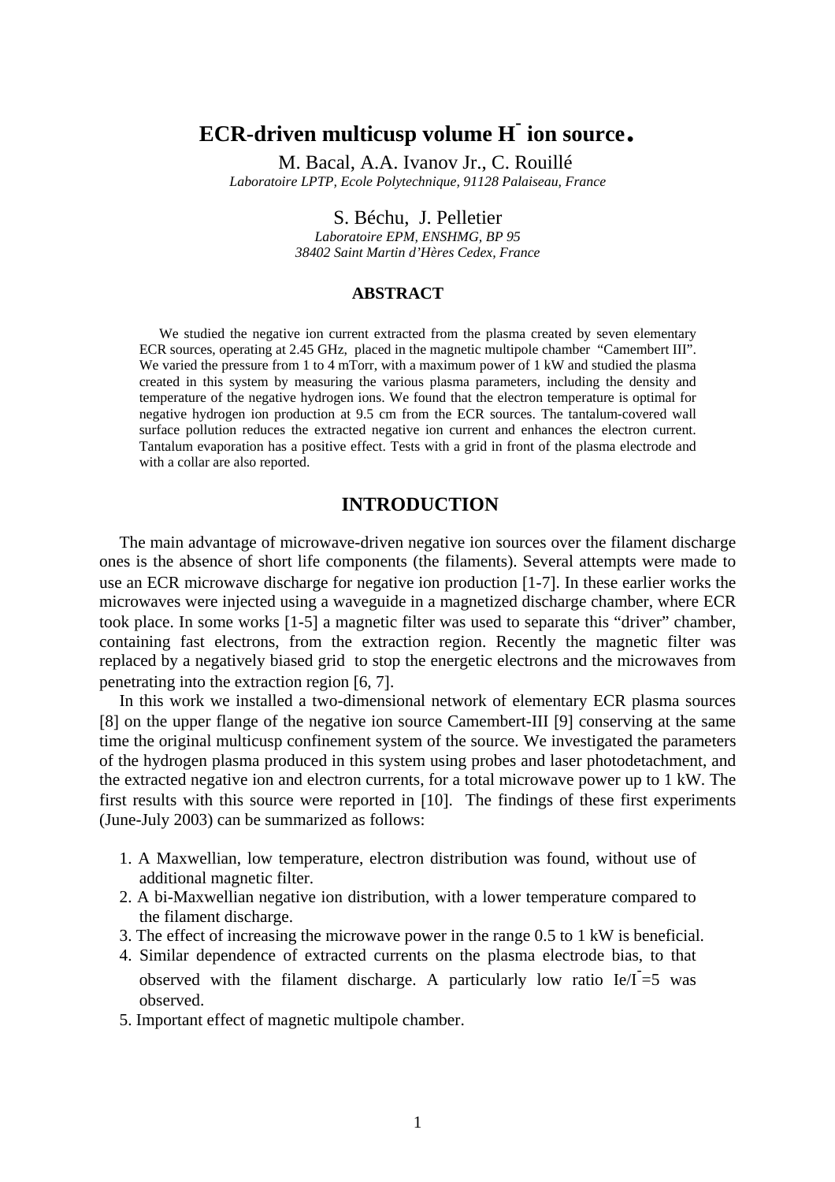# ECR-driven multicusp volume $H^-$ ion source.

M. Bacal, A.A. Ivanov Jr., C. Rouillé

*Laboratoire LPTP, Ecole Polytechnique, 91128 Palaiseau, France*

S. Béchu, J. Pelletier

*Laboratoire EPM, ENSHMG, BP 95*
*38402 Saint Martin d'Hères Cedex, France*

### ABSTRACT

We studied the negative ion current extracted from the plasma created by seven elementary ECR sources, operating at 2.45 GHz, placed in the magnetic multipole chamber "Camembert III". We varied the pressure from 1 to 4 mTorr, with a maximum power of 1 kW and studied the plasma created in this system by measuring the various plasma parameters, including the density and temperature of the negative hydrogen ions. We found that the electron temperature is optimal for negative hydrogen ion production at 9.5 cm from the ECR sources. The tantalum-covered wall surface pollution reduces the extracted negative ion current and enhances the electron current. Tantalum evaporation has a positive effect. Tests with a grid in front of the plasma electrode and with a collar are also reported.

## INTRODUCTION

The main advantage of microwave-driven negative ion sources over the filament discharge ones is the absence of short life components (the filaments). Several attempts were made to use an ECR microwave discharge for negative ion production [1-7]. In these earlier works the microwaves were injected using a waveguide in a magnetized discharge chamber, where ECR took place. In some works [1-5] a magnetic filter was used to separate this "driver" chamber, containing fast electrons, from the extraction region. Recently the magnetic filter was replaced by a negatively biased grid to stop the energetic electrons and the microwaves from penetrating into the extraction region [6, 7].

In this work we installed a two-dimensional network of elementary ECR plasma sources [8] on the upper flange of the negative ion source Camembert-III [9] conserving at the same time the original multicusp confinement system of the source. We investigated the parameters of the hydrogen plasma produced in this system using probes and laser photodetachment, and the extracted negative ion and electron currents, for a total microwave power up to 1 kW. The first results with this source were reported in [10]. The findings of these first experiments (June-July 2003) can be summarized as follows:

1. A Maxwellian, low temperature, electron distribution was found, without use of additional magnetic filter.
2. A bi-Maxwellian negative ion distribution, with a lower temperature compared to the filament discharge.
3. The effect of increasing the microwave power in the range 0.5 to 1 kW is beneficial.
4. Similar dependence of extracted currents on the plasma electrode bias, to that observed with the filament discharge. A particularly low ratio $I_e/I^-=5$ was observed.
5. Important effect of magnetic multipole chamber.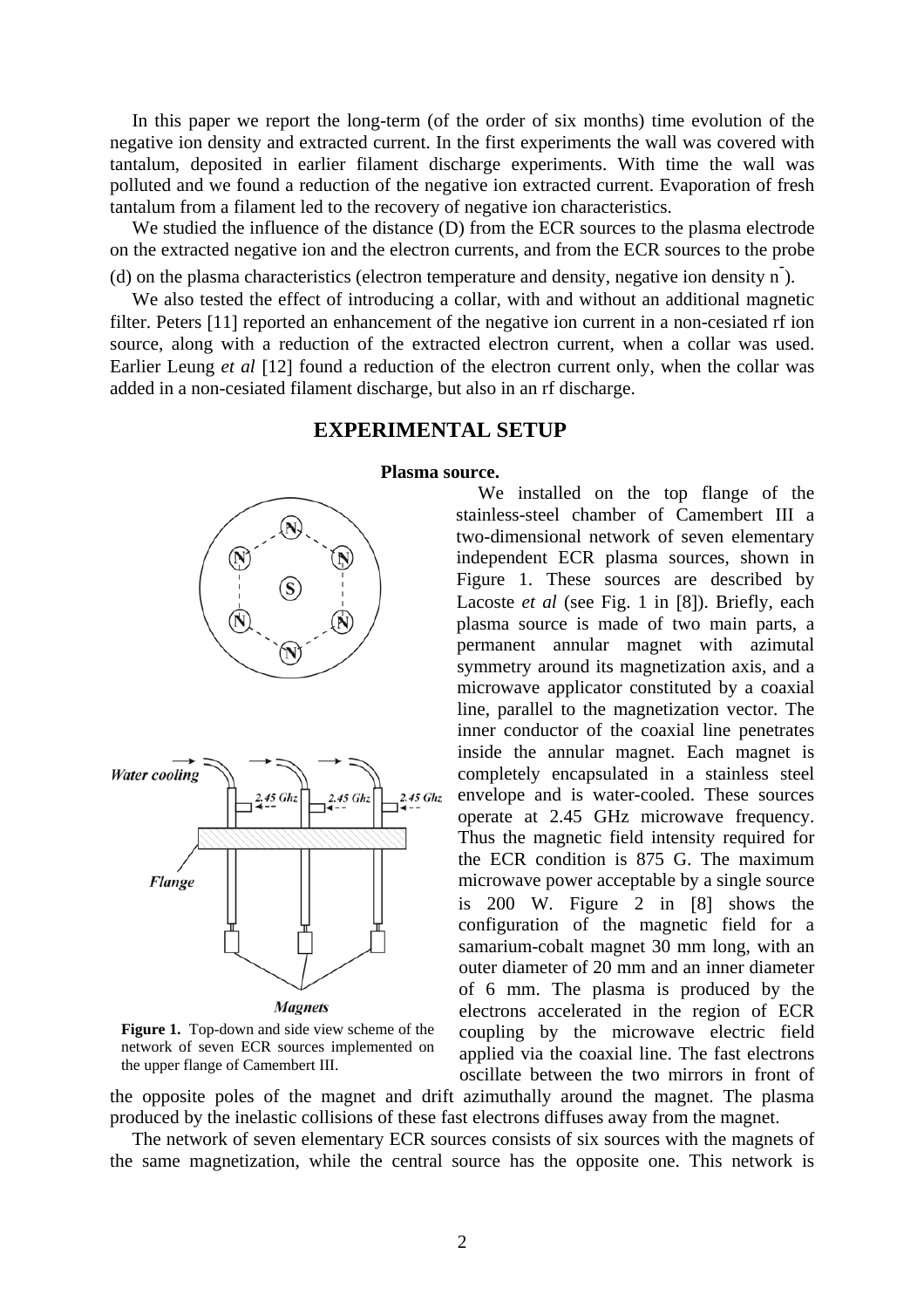In this paper we report the long-term (of the order of six months) time evolution of the negative ion density and extracted current. In the first experiments the wall was covered with tantalum, deposited in earlier filament discharge experiments. With time the wall was polluted and we found a reduction of the negative ion extracted current. Evaporation of fresh tantalum from a filament led to the recovery of negative ion characteristics.

We studied the influence of the distance (D) from the ECR sources to the plasma electrode on the extracted negative ion and the electron currents, and from the ECR sources to the probe (d) on the plasma characteristics (electron temperature and density, negative ion density $n^-$).

We also tested the effect of introducing a collar, with and without an additional magnetic filter. Peters [11] reported an enhancement of the negative ion current in a non-cesiated rf ion source, along with a reduction of the extracted electron current, when a collar was used. Earlier Leung *et al* [12] found a reduction of the electron current only, when the collar was added in a non-cesiated filament discharge, but also in an rf discharge.

## EXPERIMENTAL SETUP

### Plasma source.

We installed on the top flange of the stainless-steel chamber of Camembert III a two-dimensional network of seven elementary independent ECR plasma sources, shown in Figure 1. These sources are described by Lacoste *et al* (see Fig. 1 in [8]). Briefly, each plasma source is made of two main parts, a permanent annular magnet with azimutal symmetry around its magnetization axis, and a microwave applicator constituted by a coaxial line, parallel to the magnetization vector. The inner conductor of the coaxial line penetrates inside the annular magnet. Each magnet is completely encapsulated in a stainless steel envelope and is water-cooled. These sources operate at 2.45 GHz microwave frequency. Thus the magnetic field intensity required for the ECR condition is 875 G. The maximum microwave power acceptable by a single source is 200 W. Figure 2 in [8] shows the configuration of the magnetic field for a samarium-cobalt magnet 30 mm long, with an outer diameter of 20 mm and an inner diameter of 6 mm. The plasma is produced by the electrons accelerated in the region of ECR coupling by the microwave electric field applied via the coaxial line. The fast electrons oscillate between the two mirrors in front of the opposite poles of the magnet and drift azimuthally around the magnet. The plasma produced by the inelastic collisions of these fast electrons diffuses away from the magnet.

**Figure 1.** Top-down and side view scheme of the network of seven ECR sources implemented on the upper flange of Camembert III.

The network of seven elementary ECR sources consists of six sources with the magnets of the same magnetization, while the central source has the opposite one. This network is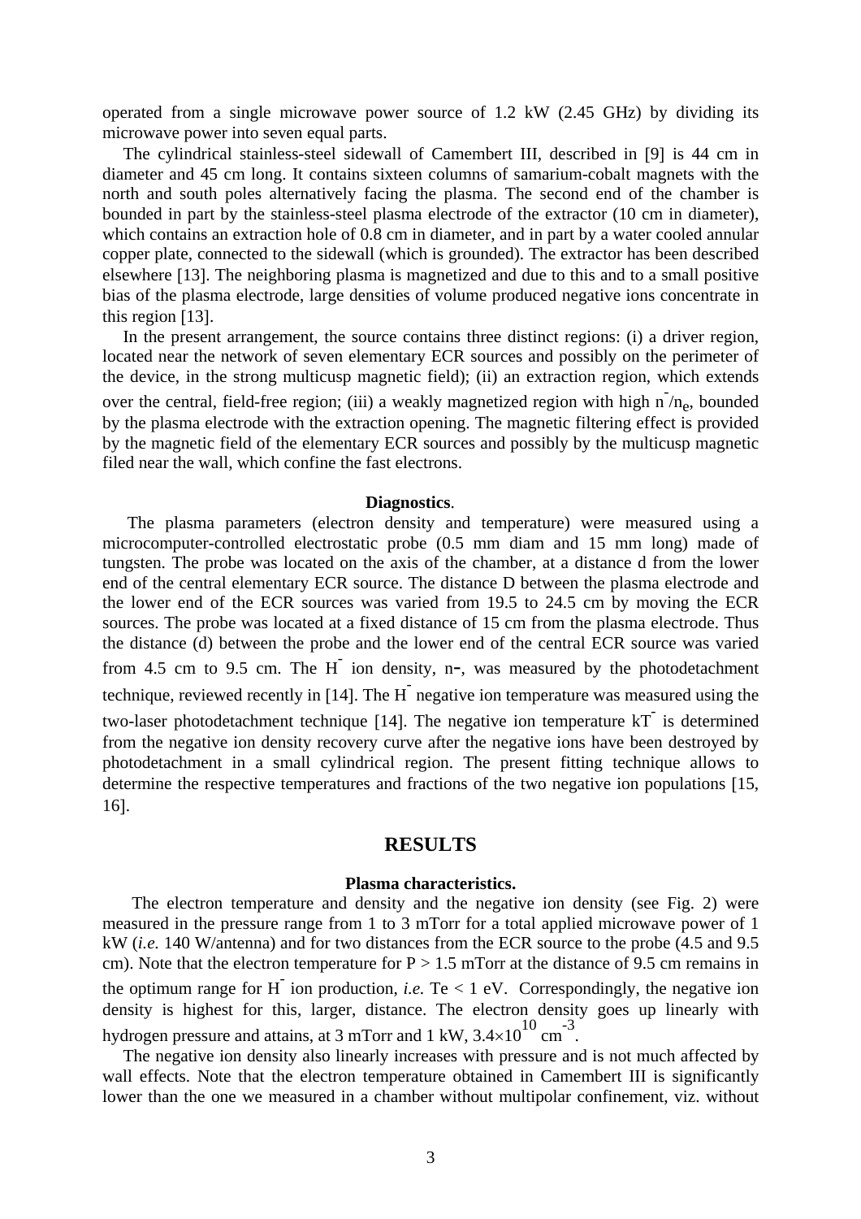operated from a single microwave power source of 1.2 kW (2.45 GHz) by dividing its microwave power into seven equal parts.

The cylindrical stainless-steel sidewall of Camembert III, described in [9] is 44 cm in diameter and 45 cm long. It contains sixteen columns of samarium-cobalt magnets with the north and south poles alternatively facing the plasma. The second end of the chamber is bounded in part by the stainless-steel plasma electrode of the extractor (10 cm in diameter), which contains an extraction hole of 0.8 cm in diameter, and in part by a water cooled annular copper plate, connected to the sidewall (which is grounded). The extractor has been described elsewhere [13]. The neighboring plasma is magnetized and due to this and to a small positive bias of the plasma electrode, large densities of volume produced negative ions concentrate in this region [13].

In the present arrangement, the source contains three distinct regions: (i) a driver region, located near the network of seven elementary ECR sources and possibly on the perimeter of the device, in the strong multicusp magnetic field); (ii) an extraction region, which extends over the central, field-free region; (iii) a weakly magnetized region with high $n^-/n_e$, bounded by the plasma electrode with the extraction opening. The magnetic filtering effect is provided by the magnetic field of the elementary ECR sources and possibly by the multicusp magnetic filed near the wall, which confine the fast electrons.

#### Diagnostics.

The plasma parameters (electron density and temperature) were measured using a microcomputer-controlled electrostatic probe (0.5 mm diam and 15 mm long) made of tungsten. The probe was located on the axis of the chamber, at a distance d from the lower end of the central elementary ECR source. The distance D between the plasma electrode and the lower end of the ECR sources was varied from 19.5 to 24.5 cm by moving the ECR sources. The probe was located at a fixed distance of 15 cm from the plasma electrode. Thus the distance (d) between the probe and the lower end of the central ECR source was varied from 4.5 cm to 9.5 cm. The $H^-$ ion density, $n_-$, was measured by the photodetachment technique, reviewed recently in [14]. The $H^-$ negative ion temperature was measured using the two-laser photodetachment technique [14]. The negative ion temperature $kT^-$ is determined from the negative ion density recovery curve after the negative ions have been destroyed by photodetachment in a small cylindrical region. The present fitting technique allows to determine the respective temperatures and fractions of the two negative ion populations [15, 16].

## RESULTS

#### Plasma characteristics.

The electron temperature and density and the negative ion density (see Fig. 2) were measured in the pressure range from 1 to 3 mTorr for a total applied microwave power of 1 kW (*i.e.* 140 W/antenna) and for two distances from the ECR source to the probe (4.5 and 9.5 cm). Note that the electron temperature for $P > 1.5$ mTorr at the distance of 9.5 cm remains in the optimum range for $H^-$ ion production, *i.e.* $T_e < 1$ eV. Correspondingly, the negative ion density is highest for this, larger, distance. The electron density goes up linearly with hydrogen pressure and attains, at 3 mTorr and 1 kW, $3.4\times10^{10}$ cm$^{-3}$.

The negative ion density also linearly increases with pressure and is not much affected by wall effects. Note that the electron temperature obtained in Camembert III is significantly lower than the one we measured in a chamber without multipolar confinement, viz. without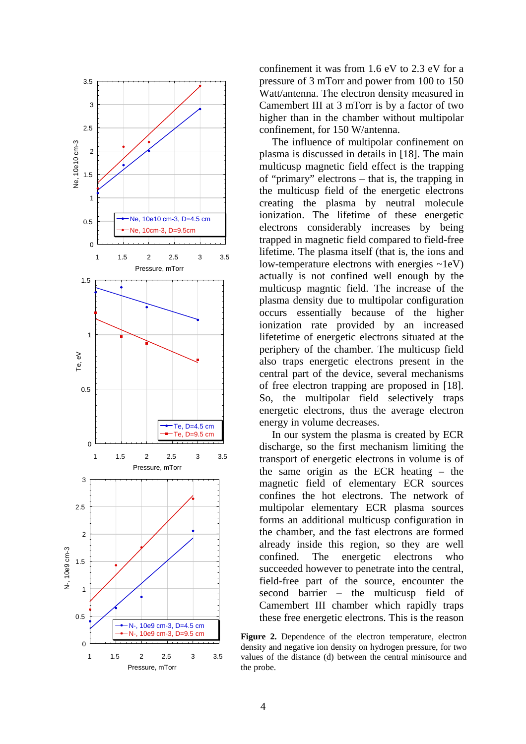confinement it was from 1.6 eV to 2.3 eV for a pressure of 3 mTorr and power from 100 to 150 Watt/antenna. The electron density measured in Camembert III at 3 mTorr is by a factor of two higher than in the chamber without multipolar confinement, for 150 W/antenna.

The influence of multipolar confinement on plasma is discussed in details in [18]. The main multicusp magnetic field effect is the trapping of "primary" electrons – that is, the trapping in the multicusp field of the energetic electrons creating the plasma by neutral molecule ionization. The lifetime of these energetic electrons considerably increases by being trapped in magnetic field compared to field-free lifetime. The plasma itself (that is, the ions and low-temperature electrons with energies ~1eV) actually is not confined well enough by the multicusp magntic field. The increase of the plasma density due to multipolar configuration occurs essentially because of the higher ionization rate provided by an increased lifetetime of energetic electrons situated at the periphery of the chamber. The multicusp field also traps energetic electrons present in the central part of the device, several mechanisms of free electron trapping are proposed in [18]. So, the multipolar field selectively traps energetic electrons, thus the average electron energy in volume decreases.

In our system the plasma is created by ECR discharge, so the first mechanism limiting the transport of energetic electrons in volume is of the same origin as the ECR heating – the magnetic field of elementary ECR sources confines the hot electrons. The network of multipolar elementary ECR plasma sources forms an additional multicusp configuration in the chamber, and the fast electrons are formed already inside this region, so they are well confined. The energetic electrons who succeeded however to penetrate into the central, field-free part of the source, encounter the second barrier – the multicusp field of Camembert III chamber which rapidly traps these free energetic electrons. This is the reason

**Figure 2.** Dependence of the electron temperature, electron density and negative ion density on hydrogen pressure, for two values of the distance (d) between the central minisource and the probe.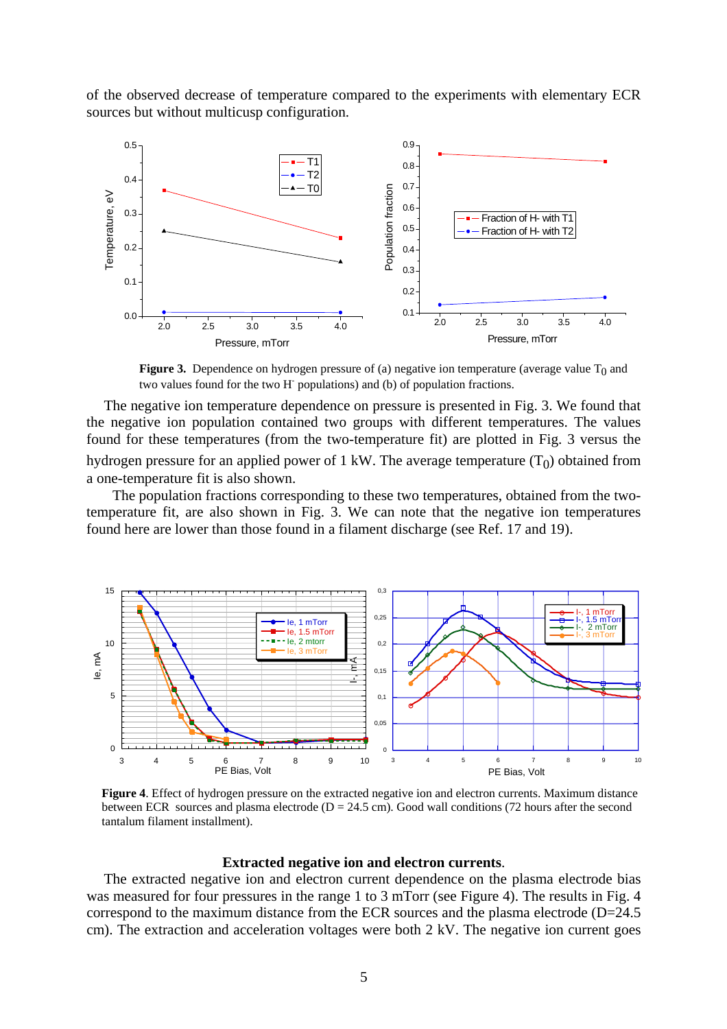of the observed decrease of temperature compared to the experiments with elementary ECR sources but without multicusp configuration.

**Figure 3.** Dependence on hydrogen pressure of (a) negative ion temperature (average value $T_0$ and two values found for the two $H^-$ populations) and (b) of population fractions.

The negative ion temperature dependence on pressure is presented in Fig. 3. We found that the negative ion population contained two groups with different temperatures. The values found for these temperatures (from the two-temperature fit) are plotted in Fig. 3 versus the hydrogen pressure for an applied power of 1 kW. The average temperature ($T_0$) obtained from a one-temperature fit is also shown.

The population fractions corresponding to these two temperatures, obtained from the two-temperature fit, are also shown in Fig. 3. We can note that the negative ion temperatures found here are lower than those found in a filament discharge (see Ref. 17 and 19).

**Figure 4**. Effect of hydrogen pressure on the extracted negative ion and electron currents. Maximum distance between ECR sources and plasma electrode (D = 24.5 cm). Good wall conditions (72 hours after the second tantalum filament installment).

**Extracted negative ion and electron currents**.

The extracted negative ion and electron current dependence on the plasma electrode bias was measured for four pressures in the range 1 to 3 mTorr (see Figure 4). The results in Fig. 4 correspond to the maximum distance from the ECR sources and the plasma electrode (D=24.5 cm). The extraction and acceleration voltages were both 2 kV. The negative ion current goes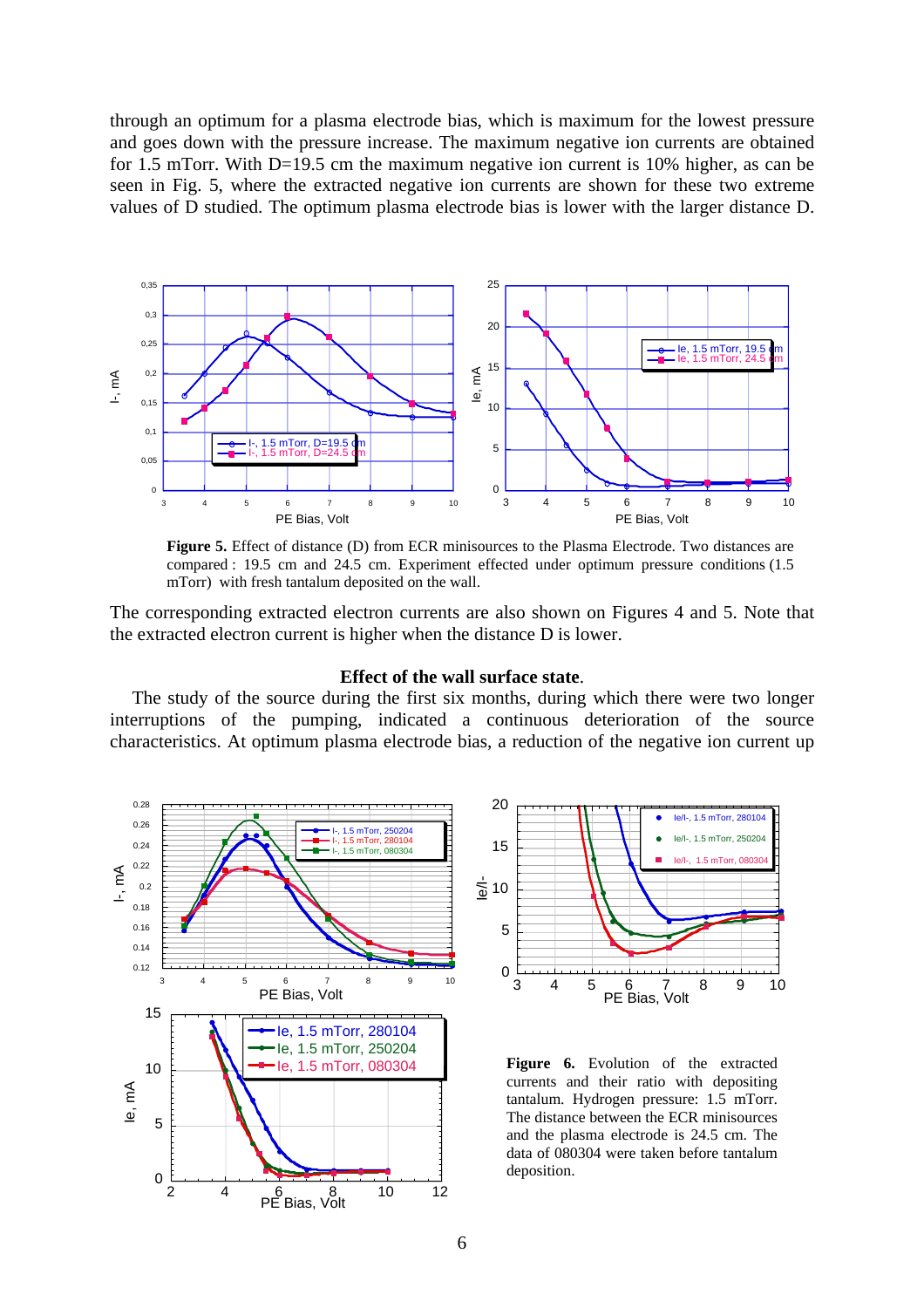through an optimum for a plasma electrode bias, which is maximum for the lowest pressure and goes down with the pressure increase. The maximum negative ion currents are obtained for 1.5 mTorr. With D=19.5 cm the maximum negative ion current is 10% higher, as can be seen in Fig. 5, where the extracted negative ion currents are shown for these two extreme values of D studied. The optimum plasma electrode bias is lower with the larger distance D.

**Figure 5.** Effect of distance (D) from ECR minisources to the Plasma Electrode. Two distances are compared : 19.5 cm and 24.5 cm. Experiment effected under optimum pressure conditions (1.5 mTorr) with fresh tantalum deposited on the wall.

The corresponding extracted electron currents are also shown on Figures 4 and 5. Note that the extracted electron current is higher when the distance D is lower.

### Effect of the wall surface state.

The study of the source during the first six months, during which there were two longer interruptions of the pumping, indicated a continuous deterioration of the source characteristics. At optimum plasma electrode bias, a reduction of the negative ion current up

**Figure 6.** Evolution of the extracted currents and their ratio with depositing tantalum. Hydrogen pressure: 1.5 mTorr. The distance between the ECR minisources and the plasma electrode is 24.5 cm. The data of 080304 were taken before tantalum deposition.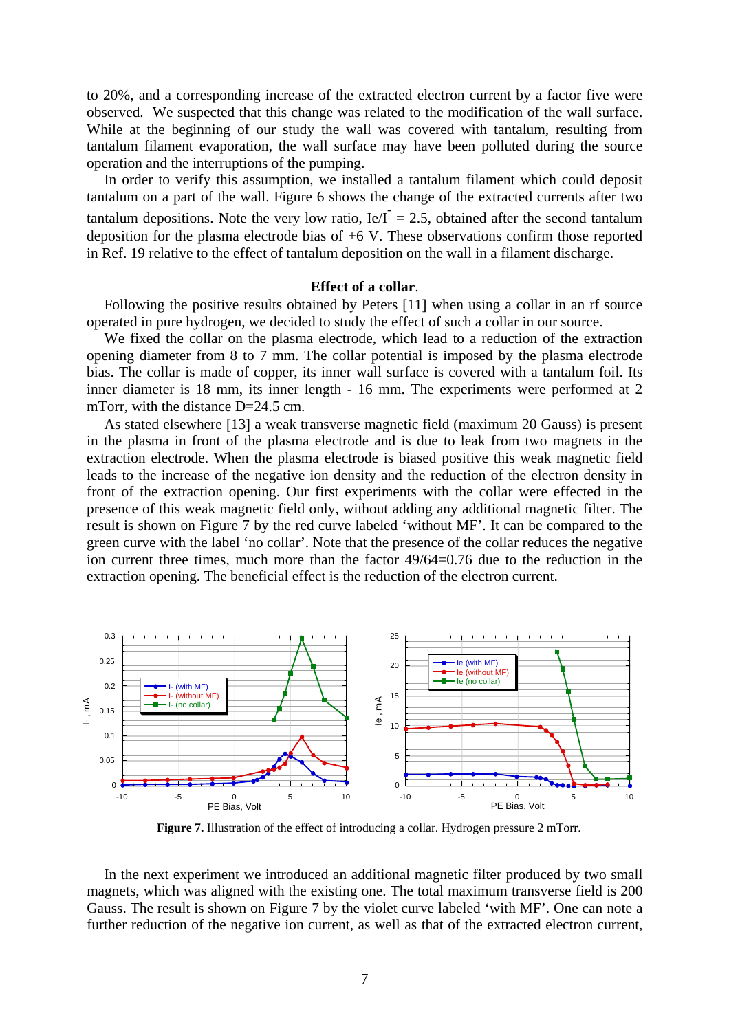to 20%, and a corresponding increase of the extracted electron current by a factor five were observed. We suspected that this change was related to the modification of the wall surface. While at the beginning of our study the wall was covered with tantalum, resulting from tantalum filament evaporation, the wall surface may have been polluted during the source operation and the interruptions of the pumping.

In order to verify this assumption, we installed a tantalum filament which could deposit tantalum on a part of the wall. Figure 6 shows the change of the extracted currents after two tantalum depositions. Note the very low ratio, $Ie/I^{-} = 2.5$, obtained after the second tantalum deposition for the plasma electrode bias of +6 V. These observations confirm those reported in Ref. 19 relative to the effect of tantalum deposition on the wall in a filament discharge.

### Effect of a collar.

Following the positive results obtained by Peters [11] when using a collar in an rf source operated in pure hydrogen, we decided to study the effect of such a collar in our source.

We fixed the collar on the plasma electrode, which lead to a reduction of the extraction opening diameter from 8 to 7 mm. The collar potential is imposed by the plasma electrode bias. The collar is made of copper, its inner wall surface is covered with a tantalum foil. Its inner diameter is 18 mm, its inner length - 16 mm. The experiments were performed at 2 mTorr, with the distance D=24.5 cm.

As stated elsewhere [13] a weak transverse magnetic field (maximum 20 Gauss) is present in the plasma in front of the plasma electrode and is due to leak from two magnets in the extraction electrode. When the plasma electrode is biased positive this weak magnetic field leads to the increase of the negative ion density and the reduction of the electron density in front of the extraction opening. Our first experiments with the collar were effected in the presence of this weak magnetic field only, without adding any additional magnetic filter. The result is shown on Figure 7 by the red curve labeled 'without MF'. It can be compared to the green curve with the label 'no collar'. Note that the presence of the collar reduces the negative ion current three times, much more than the factor 49/64=0.76 due to the reduction in the extraction opening. The beneficial effect is the reduction of the electron current.

**Figure 7.** Illustration of the effect of introducing a collar. Hydrogen pressure 2 mTorr.

In the next experiment we introduced an additional magnetic filter produced by two small magnets, which was aligned with the existing one. The total maximum transverse field is 200 Gauss. The result is shown on Figure 7 by the violet curve labeled 'with MF'. One can note a further reduction of the negative ion current, as well as that of the extracted electron current,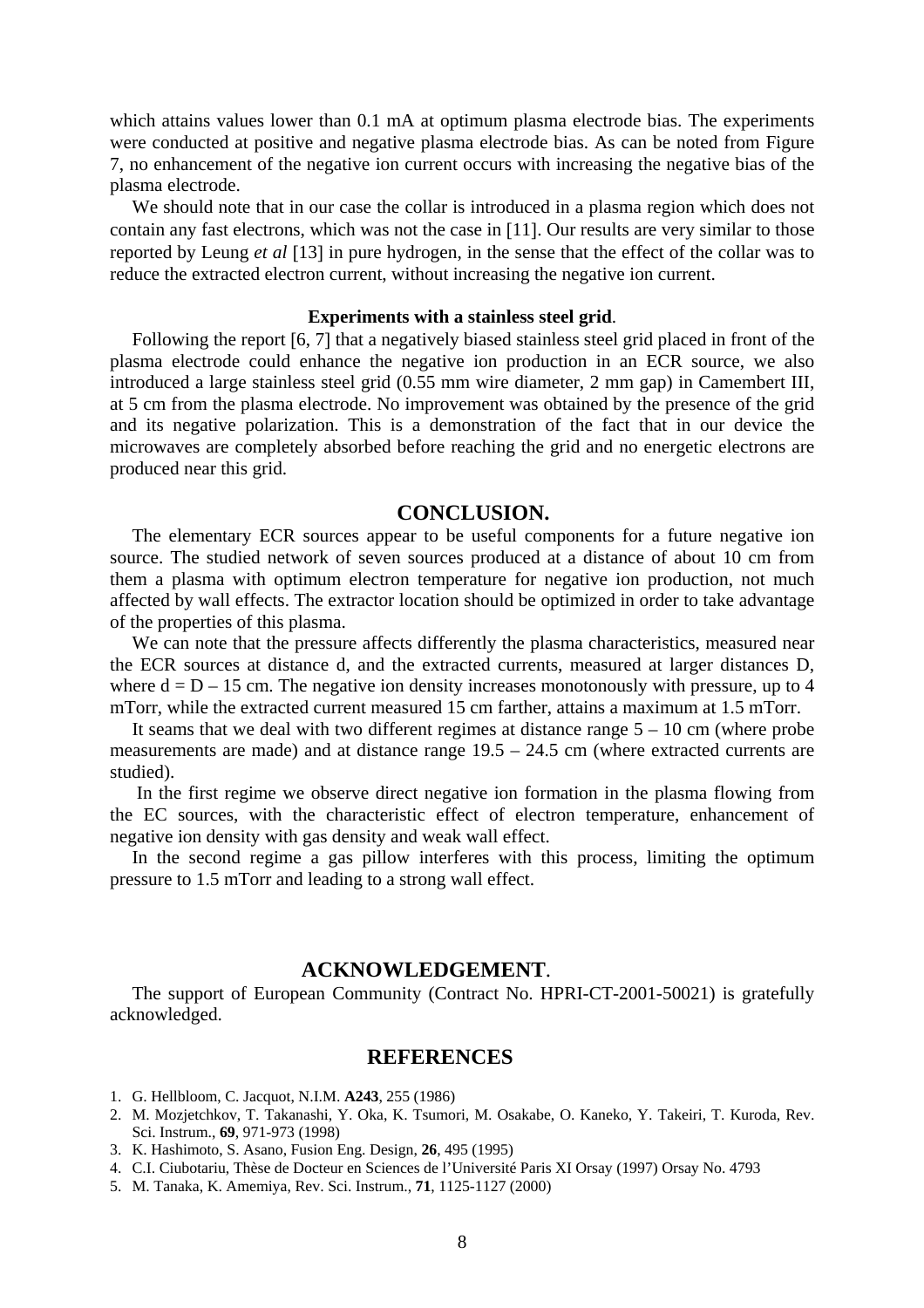which attains values lower than 0.1 mA at optimum plasma electrode bias. The experiments were conducted at positive and negative plasma electrode bias. As can be noted from Figure 7, no enhancement of the negative ion current occurs with increasing the negative bias of the plasma electrode.

We should note that in our case the collar is introduced in a plasma region which does not contain any fast electrons, which was not the case in [11]. Our results are very similar to those reported by Leung *et al* [13] in pure hydrogen, in the sense that the effect of the collar was to reduce the extracted electron current, without increasing the negative ion current.

### Experiments with a stainless steel grid.

Following the report [6, 7] that a negatively biased stainless steel grid placed in front of the plasma electrode could enhance the negative ion production in an ECR source, we also introduced a large stainless steel grid (0.55 mm wire diameter, 2 mm gap) in Camembert III, at 5 cm from the plasma electrode. No improvement was obtained by the presence of the grid and its negative polarization. This is a demonstration of the fact that in our device the microwaves are completely absorbed before reaching the grid and no energetic electrons are produced near this grid.

## CONCLUSION.

The elementary ECR sources appear to be useful components for a future negative ion source. The studied network of seven sources produced at a distance of about 10 cm from them a plasma with optimum electron temperature for negative ion production, not much affected by wall effects. The extractor location should be optimized in order to take advantage of the properties of this plasma.

We can note that the pressure affects differently the plasma characteristics, measured near the ECR sources at distance d, and the extracted currents, measured at larger distances D, where d = D – 15 cm. The negative ion density increases monotonously with pressure, up to 4 mTorr, while the extracted current measured 15 cm farther, attains a maximum at 1.5 mTorr.

It seams that we deal with two different regimes at distance range 5 – 10 cm (where probe measurements are made) and at distance range 19.5 – 24.5 cm (where extracted currents are studied).

In the first regime we observe direct negative ion formation in the plasma flowing from the EC sources, with the characteristic effect of electron temperature, enhancement of negative ion density with gas density and weak wall effect.

In the second regime a gas pillow interferes with this process, limiting the optimum pressure to 1.5 mTorr and leading to a strong wall effect.

## ACKNOWLEDGEMENT.

The support of European Community (Contract No. HPRI-CT-2001-50021) is gratefully acknowledged.

## REFERENCES

1. G. Hellbloom, C. Jacquot, N.I.M. **A243**, 255 (1986)
2. M. Mozjetchkov, T. Takanashi, Y. Oka, K. Tsumori, M. Osakabe, O. Kaneko, Y. Takeiri, T. Kuroda, Rev. Sci. Instrum., **69**, 971-973 (1998)
3. K. Hashimoto, S. Asano, Fusion Eng. Design, **26**, 495 (1995)
4. C.I. Ciubotariu, Thèse de Docteur en Sciences de l'Université Paris XI Orsay (1997) Orsay No. 4793
5. M. Tanaka, K. Amemiya, Rev. Sci. Instrum., **71**, 1125-1127 (2000)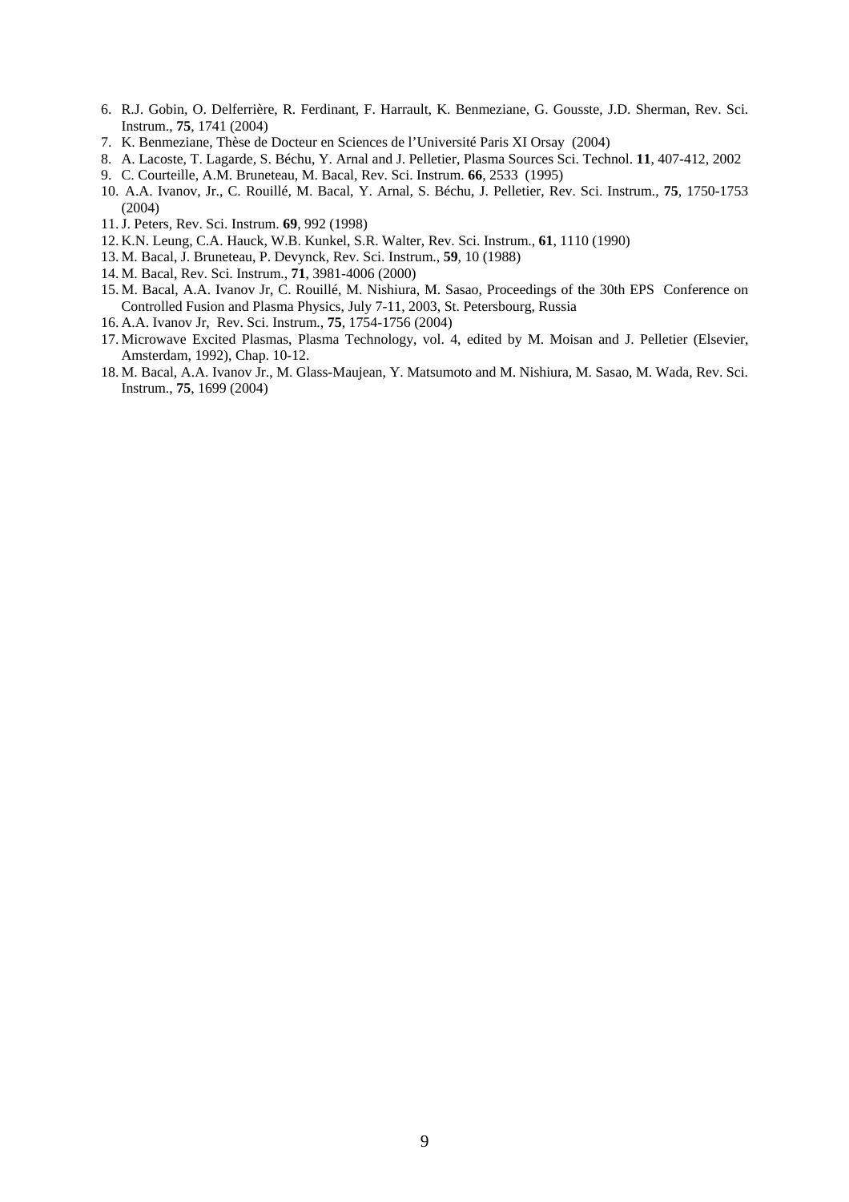6. R.J. Gobin, O. Delferrière, R. Ferdinant, F. Harrault, K. Benmeziane, G. Gousste, J.D. Sherman, Rev. Sci. Instrum., **75**, 1741 (2004)
7. K. Benmeziane, Thèse de Docteur en Sciences de l'Université Paris XI Orsay (2004)
8. A. Lacoste, T. Lagarde, S. Béchu, Y. Arnal and J. Pelletier, Plasma Sources Sci. Technol. **11**, 407-412, 2002
9. C. Courteille, A.M. Bruneteau, M. Bacal, Rev. Sci. Instrum. **66**, 2533 (1995)
10. A.A. Ivanov, Jr., C. Rouillé, M. Bacal, Y. Arnal, S. Béchu, J. Pelletier, Rev. Sci. Instrum., **75**, 1750-1753 (2004)
11. J. Peters, Rev. Sci. Instrum. **69**, 992 (1998)
12. K.N. Leung, C.A. Hauck, W.B. Kunkel, S.R. Walter, Rev. Sci. Instrum., **61**, 1110 (1990)
13. M. Bacal, J. Bruneteau, P. Devynck, Rev. Sci. Instrum., **59**, 10 (1988)
14. M. Bacal, Rev. Sci. Instrum., **71**, 3981-4006 (2000)
15. M. Bacal, A.A. Ivanov Jr, C. Rouillé, M. Nishiura, M. Sasao, Proceedings of the 30th EPS Conference on Controlled Fusion and Plasma Physics, July 7-11, 2003, St. Petersbourg, Russia
16. A.A. Ivanov Jr, Rev. Sci. Instrum., **75**, 1754-1756 (2004)
17. Microwave Excited Plasmas, Plasma Technology, vol. 4, edited by M. Moisan and J. Pelletier (Elsevier, Amsterdam, 1992), Chap. 10-12.
18. M. Bacal, A.A. Ivanov Jr., M. Glass-Maujean, Y. Matsumoto and M. Nishiura, M. Sasao, M. Wada, Rev. Sci. Instrum., **75**, 1699 (2004)